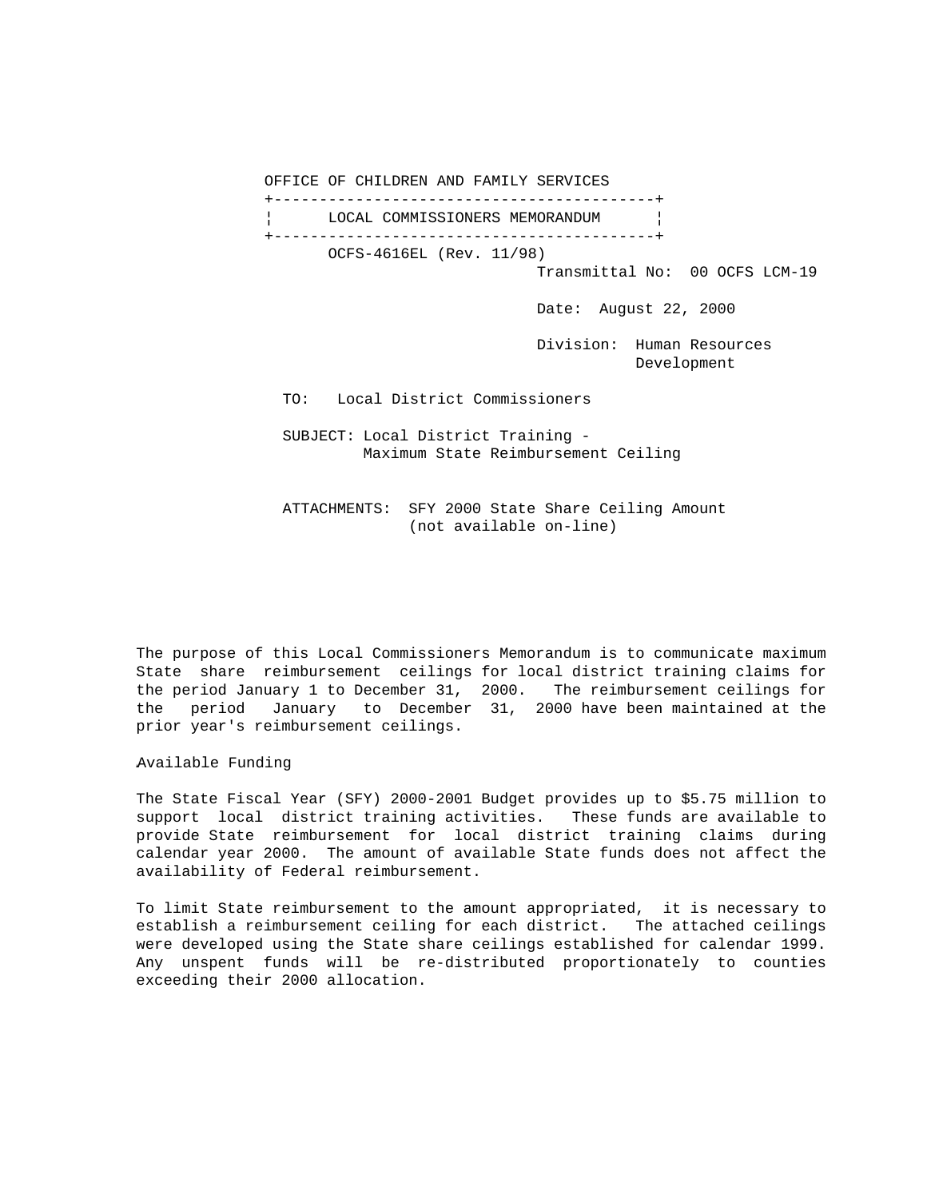OFFICE OF CHILDREN AND FAMILY SERVICES

## LOCAL COMMISSIONERS MEMORANDUM

OCFS-4616EL (Rev. 11/98)

Transmittal No: 00 OCFS LCM-19

Date: August 22, 2000

Division: Human Resources Development

TO: Local District Commissioners

SUBJECT: Local District Training - Maximum State Reimbursement Ceiling

ATTACHMENTS: SFY 2000 State Share Ceiling Amount (not available on-line)

The purpose of this Local Commissioners Memorandum is to communicate maximum State share reimbursement ceilings for local district training claims for the period January 1 to December 31, 2000. The reimbursement ceilings for the period January to December 31, 2000 have been maintained at the prior year's reimbursement ceilings.

### Available Funding

The State Fiscal Year (SFY) 2000-2001 Budget provides up to $5.75 million to support local district training activities. These funds are available to provide State reimbursement for local district training claims during calendar year 2000. The amount of available State funds does not affect the availability of Federal reimbursement.

To limit State reimbursement to the amount appropriated, it is necessary to establish a reimbursement ceiling for each district. The attached ceilings were developed using the State share ceilings established for calendar 1999. Any unspent funds will be re-distributed proportionately to counties exceeding their 2000 allocation.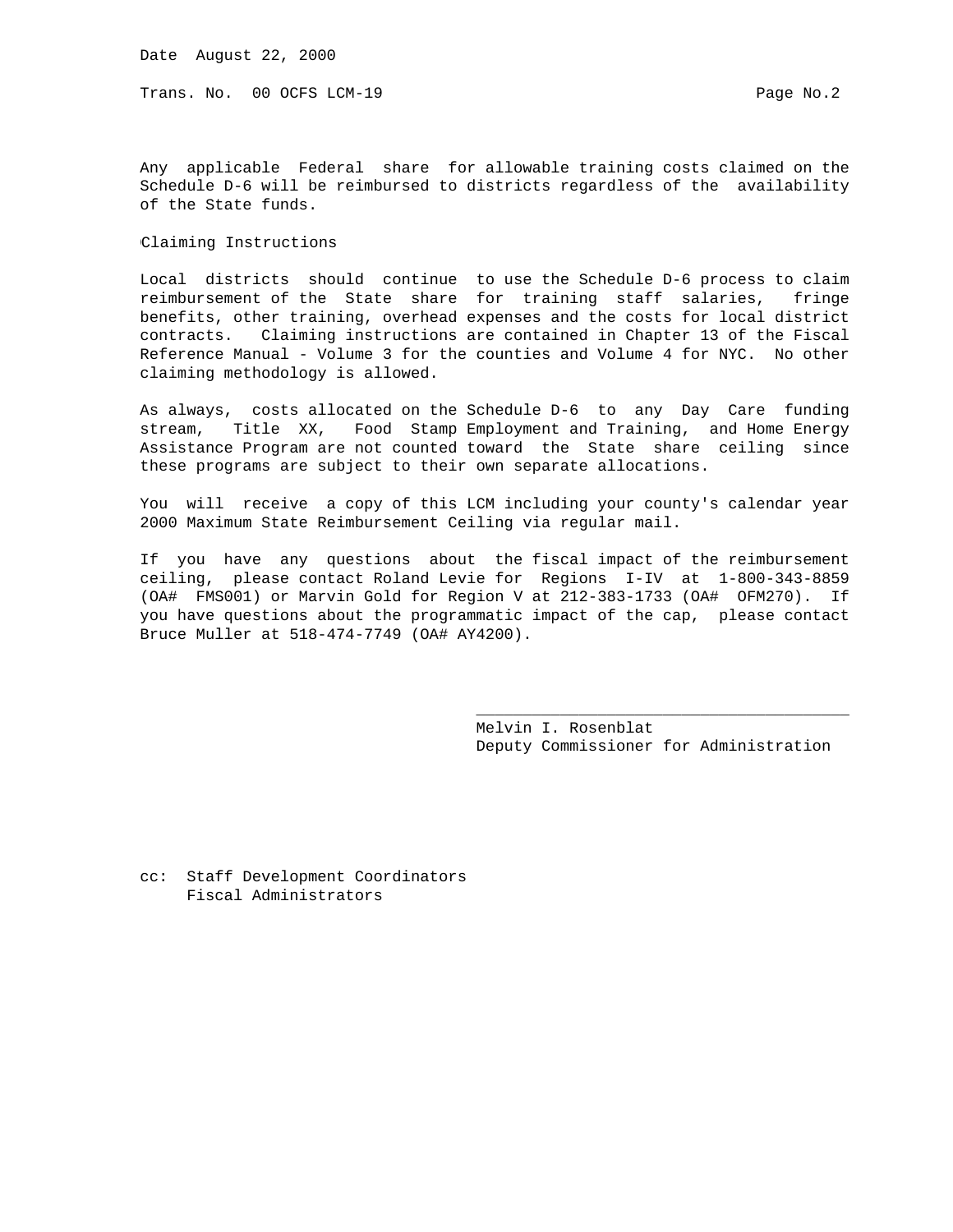Any applicable Federal share for allowable training costs claimed on the Schedule D-6 will be reimbursed to districts regardless of the availability of the State funds.

Claiming Instructions

Local districts should continue to use the Schedule D-6 process to claim reimbursement of the State share for training staff salaries, fringe benefits, other training, overhead expenses and the costs for local district contracts. Claiming instructions are contained in Chapter 13 of the Fiscal Reference Manual - Volume 3 for the counties and Volume 4 for NYC. No other claiming methodology is allowed.

As always, costs allocated on the Schedule D-6 to any Day Care funding stream, Title XX, Food Stamp Employment and Training, and Home Energy Assistance Program are not counted toward the State share ceiling since these programs are subject to their own separate allocations.

You will receive a copy of this LCM including your county's calendar year 2000 Maximum State Reimbursement Ceiling via regular mail.

If you have any questions about the fiscal impact of the reimbursement ceiling, please contact Roland Levie for Regions I-IV at 1-800-343-8859 (OA# FMS001) or Marvin Gold for Region V at 212-383-1733 (OA# OFM270). If you have questions about the programmatic impact of the cap, please contact Bruce Muller at 518-474-7749 (OA# AY4200).

\_\_\_\_\_\_\_\_\_\_\_\_\_\_\_\_\_\_\_\_\_\_\_\_\_\_\_\_\_\_\_\_\_\_\_\_\_\_\_\_

Melvin I. Rosenblat
Deputy Commissioner for Administration

cc: Staff Development Coordinators
Fiscal Administrators